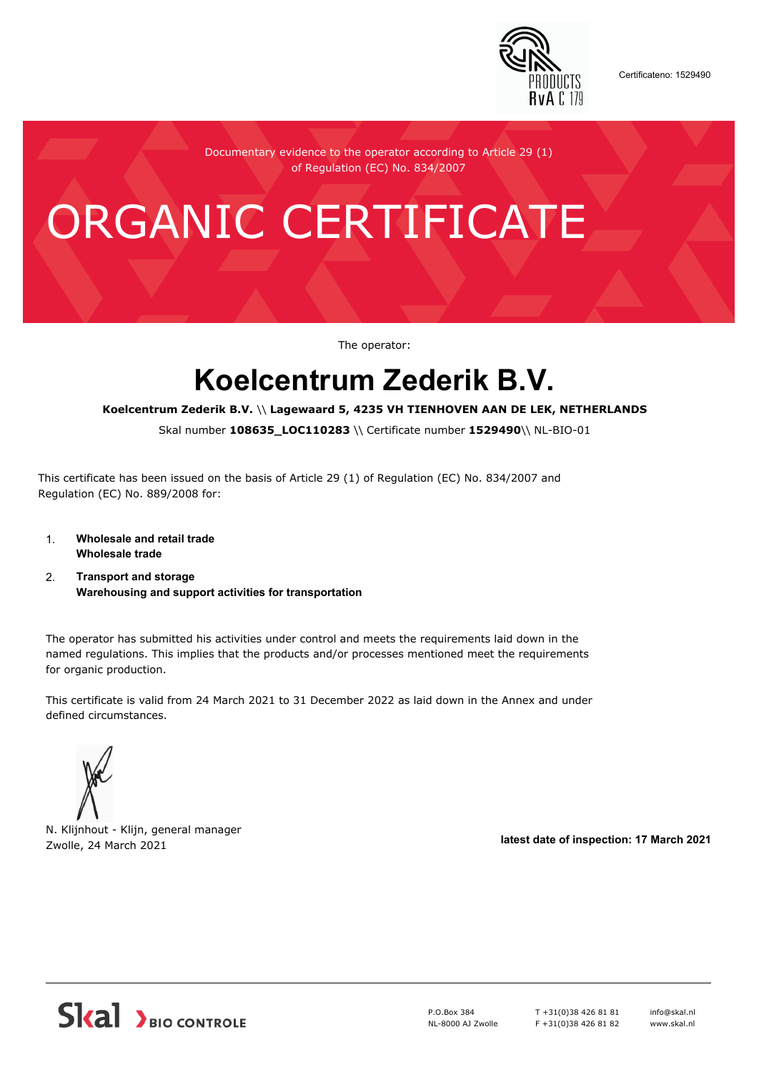Certificateno: 1529490

Documentary evidence to the operator according to Article 29 (1) of Regulation (EC) No. 834/2007

# ORGANIC CERTIFICATE

The operator:

## Koelcentrum Zederik B.V.

**Koelcentrum Zederik B.V.** \\ **Lagewaard 5, 4235 VH TIENHOVEN AAN DE LEK, NETHERLANDS**

Skal number **108635_LOC110283** \\ Certificate number **1529490**\\ NL-BIO-01

This certificate has been issued on the basis of Article 29 (1) of Regulation (EC) No. 834/2007 and Regulation (EC) No. 889/2008 for:

1. **Wholesale and retail trade**
   **Wholesale trade**
2. **Transport and storage**
   **Warehousing and support activities for transportation**

The operator has submitted his activities under control and meets the requirements laid down in the named regulations. This implies that the products and/or processes mentioned meet the requirements for organic production.

This certificate is valid from 24 March 2021 to 31 December 2022 as laid down in the Annex and under defined circumstances.

N. Klijnhout - Klijn, general manager
Zwolle, 24 March 2021

**latest date of inspection: 17 March 2021**

Skal BIO CONTROLE

P.O.Box 384
NL-8000 AJ Zwolle

T +31(0)38 426 81 81
F +31(0)38 426 81 82

info@skal.nl
www.skal.nl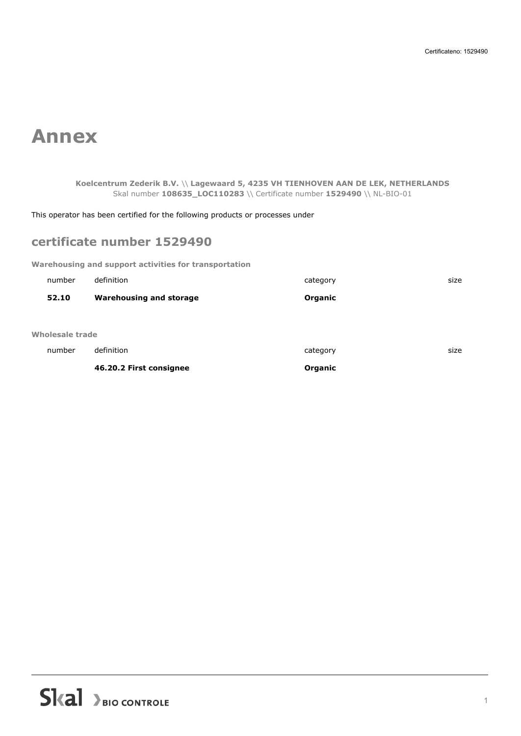# Annex

**Koelcentrum Zederik B.V.** \\ **Lagewaard 5, 4235 VH TIENHOVEN AAN DE LEK, NETHERLANDS**
Skal number **108635_LOC110283** \\ Certificate number **1529490** \\ NL-BIO-01

This operator has been certified for the following products or processes under

## certificate number 1529490

**Warehousing and support activities for transportation**

| number | definition | category | size |
|---|---|---|---|
| **52.10** | **Warehousing and storage** | **Organic** | |

**Wholesale trade**

| number | definition | category | size |
|---|---|---|---|
| | **46.20.2 First consignee** | **Organic** | |